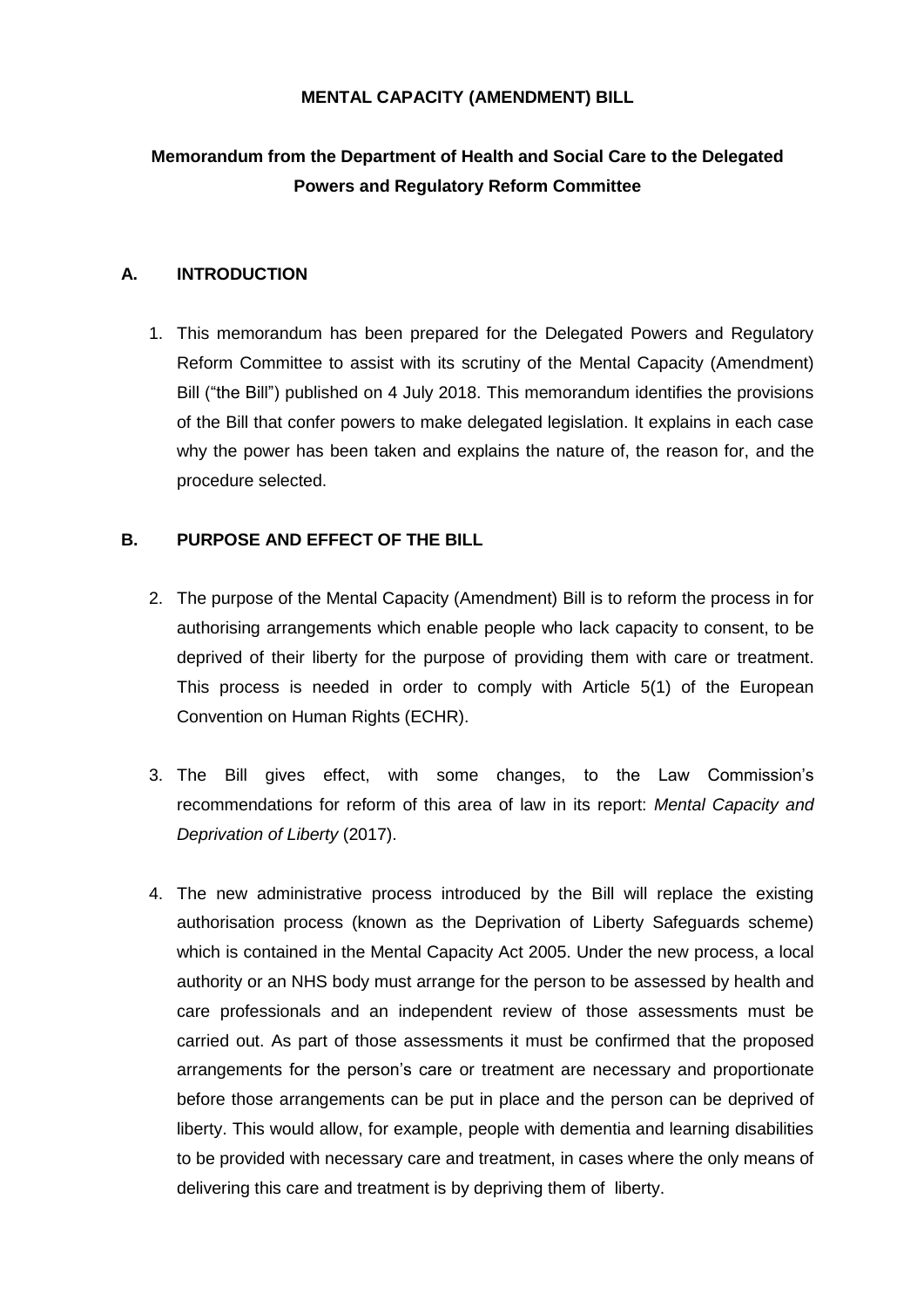**MENTAL CAPACITY (AMENDMENT) BILL**

**Memorandum from the Department of Health and Social Care to the Delegated Powers and Regulatory Reform Committee**

## A. INTRODUCTION

1. This memorandum has been prepared for the Delegated Powers and Regulatory Reform Committee to assist with its scrutiny of the Mental Capacity (Amendment) Bill ("the Bill") published on 4 July 2018. This memorandum identifies the provisions of the Bill that confer powers to make delegated legislation. It explains in each case why the power has been taken and explains the nature of, the reason for, and the procedure selected.

## B. PURPOSE AND EFFECT OF THE BILL

2. The purpose of the Mental Capacity (Amendment) Bill is to reform the process in for authorising arrangements which enable people who lack capacity to consent, to be deprived of their liberty for the purpose of providing them with care or treatment. This process is needed in order to comply with Article 5(1) of the European Convention on Human Rights (ECHR).

3. The Bill gives effect, with some changes, to the Law Commission's recommendations for reform of this area of law in its report: *Mental Capacity and Deprivation of Liberty* (2017).

4. The new administrative process introduced by the Bill will replace the existing authorisation process (known as the Deprivation of Liberty Safeguards scheme) which is contained in the Mental Capacity Act 2005. Under the new process, a local authority or an NHS body must arrange for the person to be assessed by health and care professionals and an independent review of those assessments must be carried out. As part of those assessments it must be confirmed that the proposed arrangements for the person's care or treatment are necessary and proportionate before those arrangements can be put in place and the person can be deprived of liberty. This would allow, for example, people with dementia and learning disabilities to be provided with necessary care and treatment, in cases where the only means of delivering this care and treatment is by depriving them of liberty.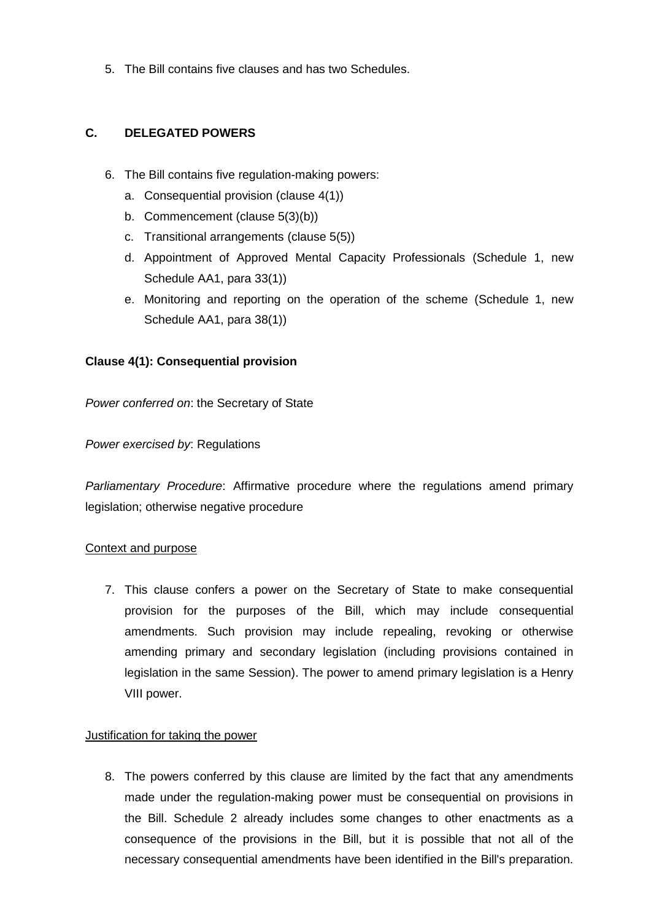5. The Bill contains five clauses and has two Schedules.

## C. DELEGATED POWERS

6. The Bill contains five regulation-making powers:
   a. Consequential provision (clause 4(1))
   b. Commencement (clause 5(3)(b))
   c. Transitional arrangements (clause 5(5))
   d. Appointment of Approved Mental Capacity Professionals (Schedule 1, new Schedule AA1, para 33(1))
   e. Monitoring and reporting on the operation of the scheme (Schedule 1, new Schedule AA1, para 38(1))

### Clause 4(1): Consequential provision

*Power conferred on*: the Secretary of State

*Power exercised by*: Regulations

*Parliamentary Procedure*: Affirmative procedure where the regulations amend primary legislation; otherwise negative procedure

Context and purpose

7. This clause confers a power on the Secretary of State to make consequential provision for the purposes of the Bill, which may include consequential amendments. Such provision may include repealing, revoking or otherwise amending primary and secondary legislation (including provisions contained in legislation in the same Session). The power to amend primary legislation is a Henry VIII power.

Justification for taking the power

8. The powers conferred by this clause are limited by the fact that any amendments made under the regulation-making power must be consequential on provisions in the Bill. Schedule 2 already includes some changes to other enactments as a consequence of the provisions in the Bill, but it is possible that not all of the necessary consequential amendments have been identified in the Bill's preparation.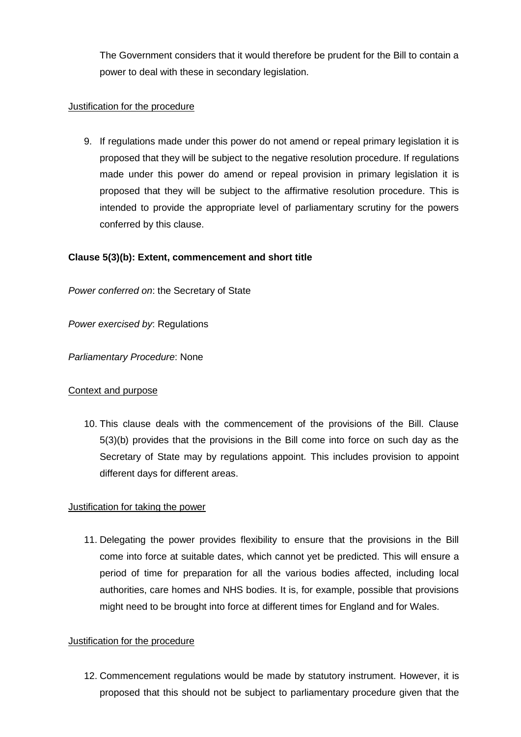The Government considers that it would therefore be prudent for the Bill to contain a power to deal with these in secondary legislation.

Justification for the procedure

9. If regulations made under this power do not amend or repeal primary legislation it is proposed that they will be subject to the negative resolution procedure. If regulations made under this power do amend or repeal provision in primary legislation it is proposed that they will be subject to the affirmative resolution procedure. This is intended to provide the appropriate level of parliamentary scrutiny for the powers conferred by this clause.

**Clause 5(3)(b): Extent, commencement and short title**

*Power conferred on*: the Secretary of State

*Power exercised by*: Regulations

*Parliamentary Procedure*: None

Context and purpose

10. This clause deals with the commencement of the provisions of the Bill. Clause 5(3)(b) provides that the provisions in the Bill come into force on such day as the Secretary of State may by regulations appoint. This includes provision to appoint different days for different areas.

Justification for taking the power

11. Delegating the power provides flexibility to ensure that the provisions in the Bill come into force at suitable dates, which cannot yet be predicted. This will ensure a period of time for preparation for all the various bodies affected, including local authorities, care homes and NHS bodies. It is, for example, possible that provisions might need to be brought into force at different times for England and for Wales.

Justification for the procedure

12. Commencement regulations would be made by statutory instrument. However, it is proposed that this should not be subject to parliamentary procedure given that the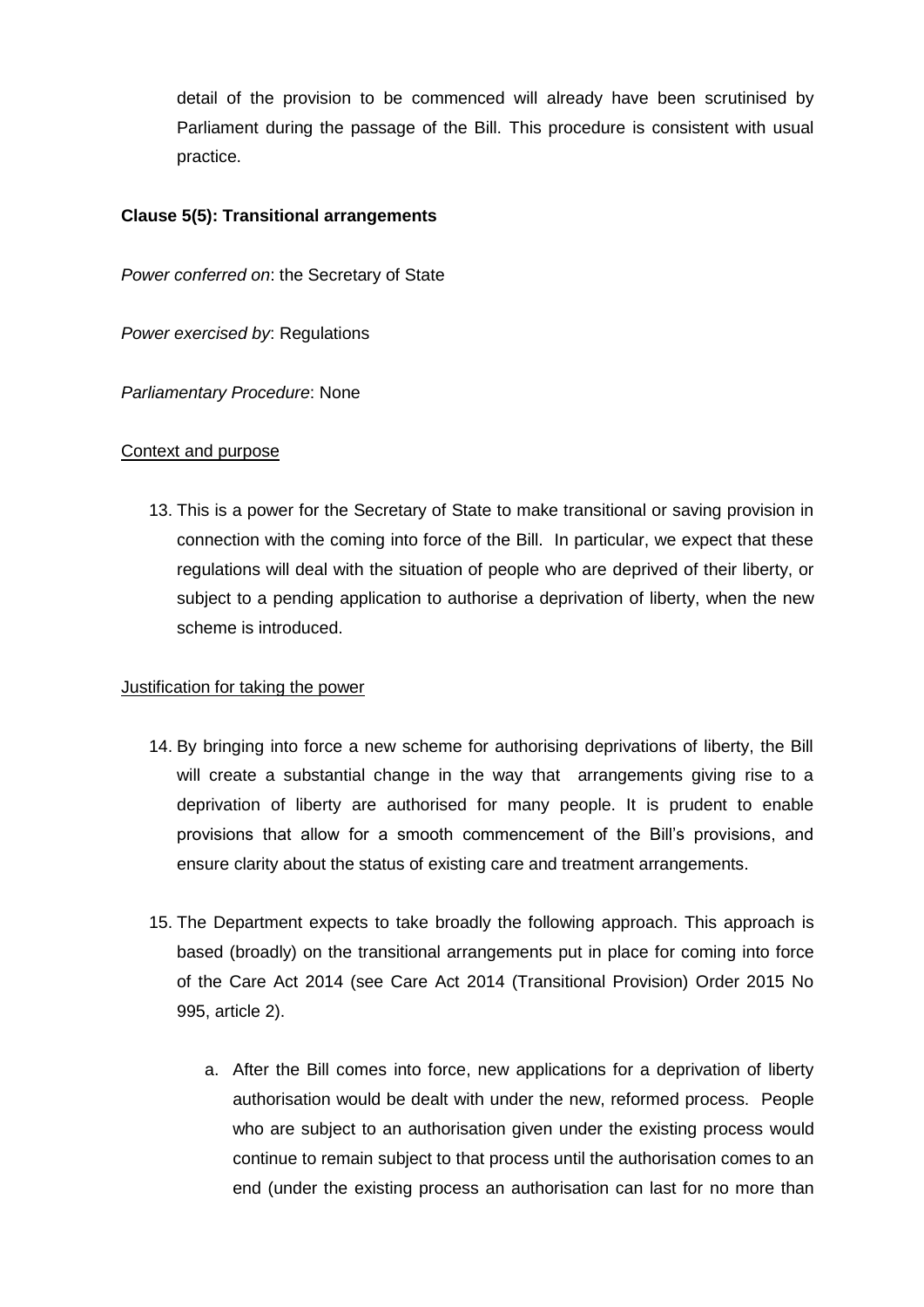detail of the provision to be commenced will already have been scrutinised by Parliament during the passage of the Bill. This procedure is consistent with usual practice.

**Clause 5(5): Transitional arrangements**

*Power conferred on*: the Secretary of State

*Power exercised by*: Regulations

*Parliamentary Procedure*: None

Context and purpose

13. This is a power for the Secretary of State to make transitional or saving provision in connection with the coming into force of the Bill. In particular, we expect that these regulations will deal with the situation of people who are deprived of their liberty, or subject to a pending application to authorise a deprivation of liberty, when the new scheme is introduced.

Justification for taking the power

14. By bringing into force a new scheme for authorising deprivations of liberty, the Bill will create a substantial change in the way that arrangements giving rise to a deprivation of liberty are authorised for many people. It is prudent to enable provisions that allow for a smooth commencement of the Bill's provisions, and ensure clarity about the status of existing care and treatment arrangements.

15. The Department expects to take broadly the following approach. This approach is based (broadly) on the transitional arrangements put in place for coming into force of the Care Act 2014 (see Care Act 2014 (Transitional Provision) Order 2015 No 995, article 2).

    a. After the Bill comes into force, new applications for a deprivation of liberty authorisation would be dealt with under the new, reformed process. People who are subject to an authorisation given under the existing process would continue to remain subject to that process until the authorisation comes to an end (under the existing process an authorisation can last for no more than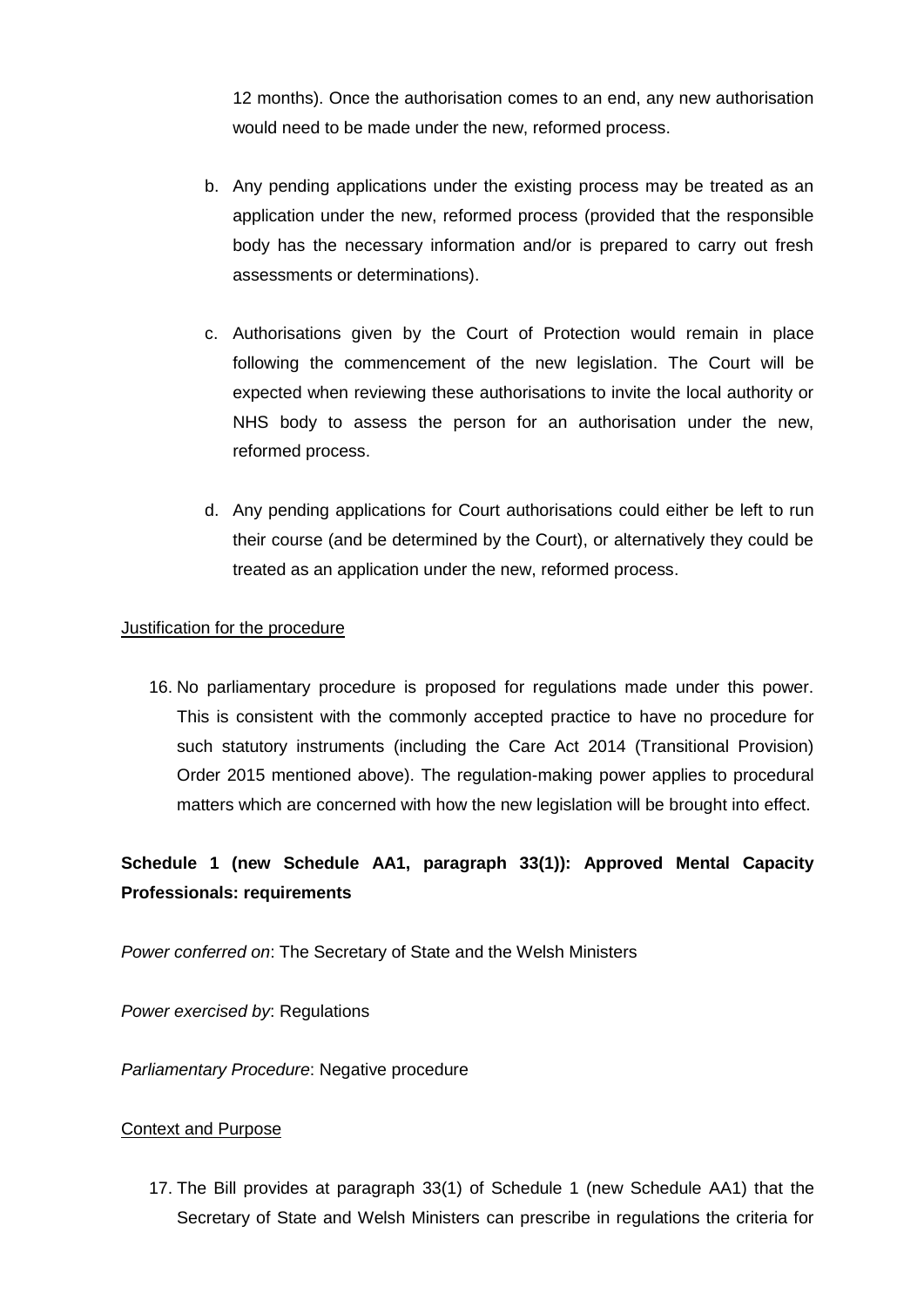12 months). Once the authorisation comes to an end, any new authorisation would need to be made under the new, reformed process.

b. Any pending applications under the existing process may be treated as an application under the new, reformed process (provided that the responsible body has the necessary information and/or is prepared to carry out fresh assessments or determinations).

c. Authorisations given by the Court of Protection would remain in place following the commencement of the new legislation. The Court will be expected when reviewing these authorisations to invite the local authority or NHS body to assess the person for an authorisation under the new, reformed process.

d. Any pending applications for Court authorisations could either be left to run their course (and be determined by the Court), or alternatively they could be treated as an application under the new, reformed process.

Justification for the procedure

16. No parliamentary procedure is proposed for regulations made under this power. This is consistent with the commonly accepted practice to have no procedure for such statutory instruments (including the Care Act 2014 (Transitional Provision) Order 2015 mentioned above). The regulation-making power applies to procedural matters which are concerned with how the new legislation will be brought into effect.

**Schedule 1 (new Schedule AA1, paragraph 33(1)): Approved Mental Capacity Professionals: requirements**

*Power conferred on*: The Secretary of State and the Welsh Ministers

*Power exercised by*: Regulations

*Parliamentary Procedure*: Negative procedure

Context and Purpose

17. The Bill provides at paragraph 33(1) of Schedule 1 (new Schedule AA1) that the Secretary of State and Welsh Ministers can prescribe in regulations the criteria for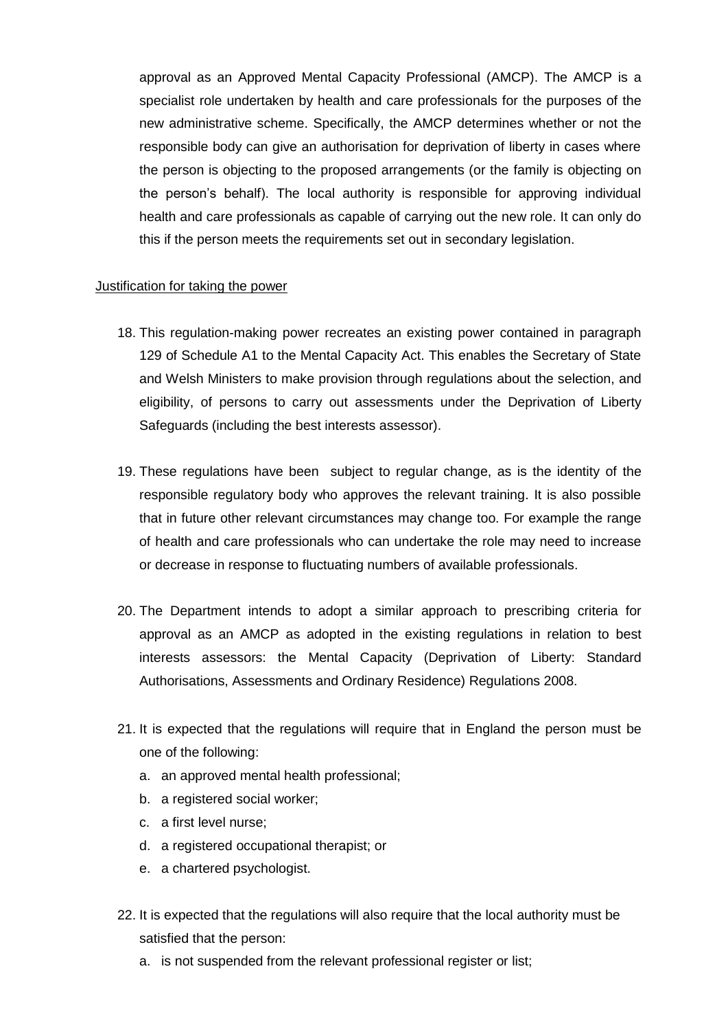approval as an Approved Mental Capacity Professional (AMCP). The AMCP is a specialist role undertaken by health and care professionals for the purposes of the new administrative scheme. Specifically, the AMCP determines whether or not the responsible body can give an authorisation for deprivation of liberty in cases where the person is objecting to the proposed arrangements (or the family is objecting on the person's behalf). The local authority is responsible for approving individual health and care professionals as capable of carrying out the new role. It can only do this if the person meets the requirements set out in secondary legislation.

Justification for taking the power

18. This regulation-making power recreates an existing power contained in paragraph 129 of Schedule A1 to the Mental Capacity Act. This enables the Secretary of State and Welsh Ministers to make provision through regulations about the selection, and eligibility, of persons to carry out assessments under the Deprivation of Liberty Safeguards (including the best interests assessor).

19. These regulations have been subject to regular change, as is the identity of the responsible regulatory body who approves the relevant training. It is also possible that in future other relevant circumstances may change too. For example the range of health and care professionals who can undertake the role may need to increase or decrease in response to fluctuating numbers of available professionals.

20. The Department intends to adopt a similar approach to prescribing criteria for approval as an AMCP as adopted in the existing regulations in relation to best interests assessors: the Mental Capacity (Deprivation of Liberty: Standard Authorisations, Assessments and Ordinary Residence) Regulations 2008.

21. It is expected that the regulations will require that in England the person must be one of the following:
    a. an approved mental health professional;
    b. a registered social worker;
    c. a first level nurse;
    d. a registered occupational therapist; or
    e. a chartered psychologist.

22. It is expected that the regulations will also require that the local authority must be satisfied that the person:
    a. is not suspended from the relevant professional register or list;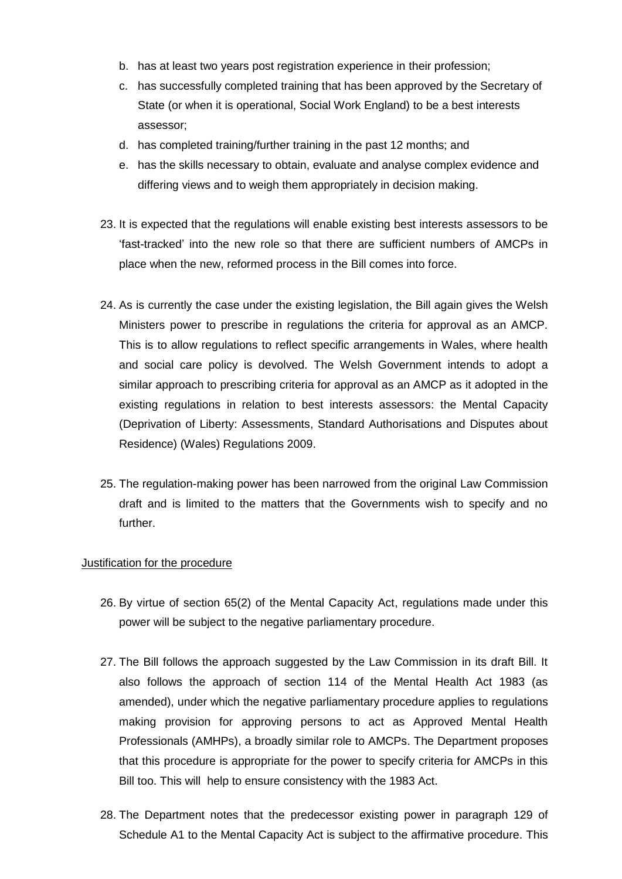b. has at least two years post registration experience in their profession;
c. has successfully completed training that has been approved by the Secretary of State (or when it is operational, Social Work England) to be a best interests assessor;
d. has completed training/further training in the past 12 months; and
e. has the skills necessary to obtain, evaluate and analyse complex evidence and differing views and to weigh them appropriately in decision making.

23. It is expected that the regulations will enable existing best interests assessors to be 'fast-tracked' into the new role so that there are sufficient numbers of AMCPs in place when the new, reformed process in the Bill comes into force.

24. As is currently the case under the existing legislation, the Bill again gives the Welsh Ministers power to prescribe in regulations the criteria for approval as an AMCP. This is to allow regulations to reflect specific arrangements in Wales, where health and social care policy is devolved. The Welsh Government intends to adopt a similar approach to prescribing criteria for approval as an AMCP as it adopted in the existing regulations in relation to best interests assessors: the Mental Capacity (Deprivation of Liberty: Assessments, Standard Authorisations and Disputes about Residence) (Wales) Regulations 2009.

25. The regulation-making power has been narrowed from the original Law Commission draft and is limited to the matters that the Governments wish to specify and no further.

<u>Justification for the procedure</u>

26. By virtue of section 65(2) of the Mental Capacity Act, regulations made under this power will be subject to the negative parliamentary procedure.

27. The Bill follows the approach suggested by the Law Commission in its draft Bill. It also follows the approach of section 114 of the Mental Health Act 1983 (as amended), under which the negative parliamentary procedure applies to regulations making provision for approving persons to act as Approved Mental Health Professionals (AMHPs), a broadly similar role to AMCPs. The Department proposes that this procedure is appropriate for the power to specify criteria for AMCPs in this Bill too. This will help to ensure consistency with the 1983 Act.

28. The Department notes that the predecessor existing power in paragraph 129 of Schedule A1 to the Mental Capacity Act is subject to the affirmative procedure. This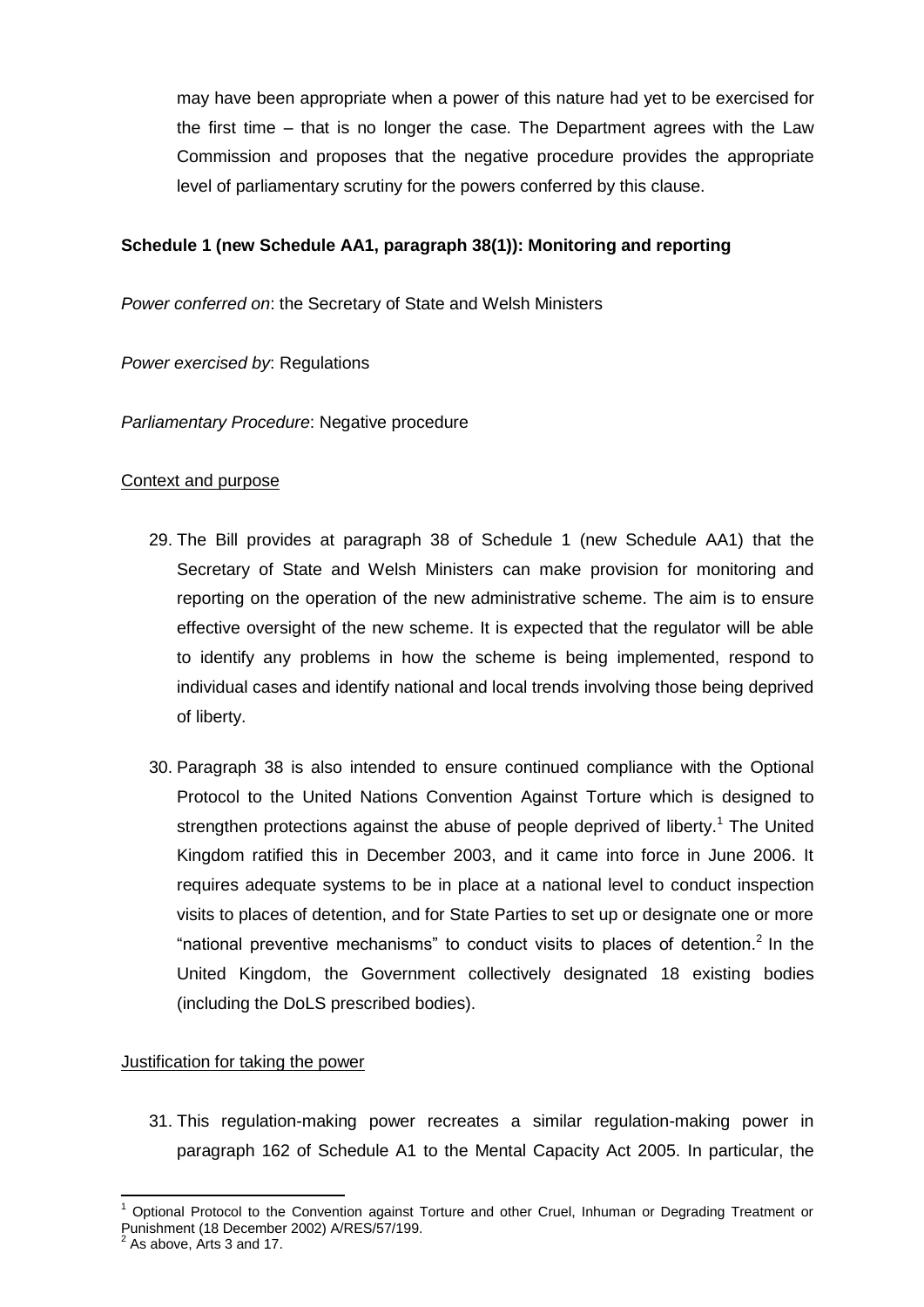may have been appropriate when a power of this nature had yet to be exercised for the first time – that is no longer the case. The Department agrees with the Law Commission and proposes that the negative procedure provides the appropriate level of parliamentary scrutiny for the powers conferred by this clause.

**Schedule 1 (new Schedule AA1, paragraph 38(1)): Monitoring and reporting**

*Power conferred on*: the Secretary of State and Welsh Ministers

*Power exercised by*: Regulations

*Parliamentary Procedure*: Negative procedure

Context and purpose

29. The Bill provides at paragraph 38 of Schedule 1 (new Schedule AA1) that the Secretary of State and Welsh Ministers can make provision for monitoring and reporting on the operation of the new administrative scheme. The aim is to ensure effective oversight of the new scheme. It is expected that the regulator will be able to identify any problems in how the scheme is being implemented, respond to individual cases and identify national and local trends involving those being deprived of liberty.

30. Paragraph 38 is also intended to ensure continued compliance with the Optional Protocol to the United Nations Convention Against Torture which is designed to strengthen protections against the abuse of people deprived of liberty.[1] The United Kingdom ratified this in December 2003, and it came into force in June 2006. It requires adequate systems to be in place at a national level to conduct inspection visits to places of detention, and for State Parties to set up or designate one or more "national preventive mechanisms" to conduct visits to places of detention.[2] In the United Kingdom, the Government collectively designated 18 existing bodies (including the DoLS prescribed bodies).

Justification for taking the power

31. This regulation-making power recreates a similar regulation-making power in paragraph 162 of Schedule A1 to the Mental Capacity Act 2005. In particular, the

---

[1] Optional Protocol to the Convention against Torture and other Cruel, Inhuman or Degrading Treatment or Punishment (18 December 2002) A/RES/57/199.

[2] As above, Arts 3 and 17.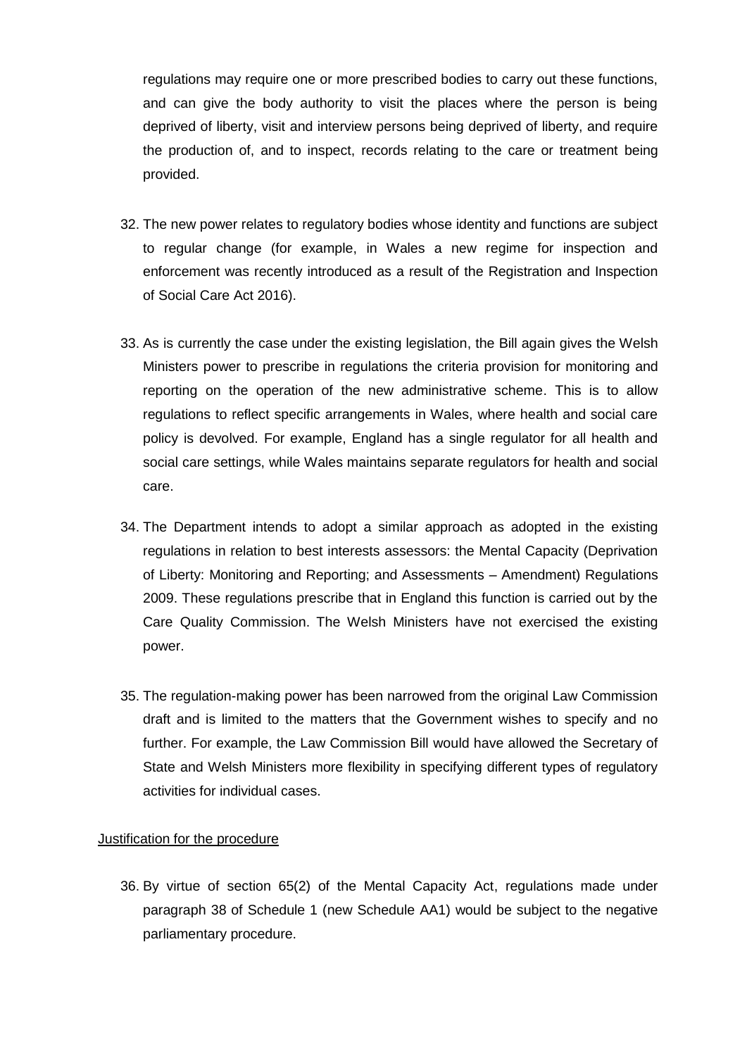regulations may require one or more prescribed bodies to carry out these functions, and can give the body authority to visit the places where the person is being deprived of liberty, visit and interview persons being deprived of liberty, and require the production of, and to inspect, records relating to the care or treatment being provided.

32. The new power relates to regulatory bodies whose identity and functions are subject to regular change (for example, in Wales a new regime for inspection and enforcement was recently introduced as a result of the Registration and Inspection of Social Care Act 2016).

33. As is currently the case under the existing legislation, the Bill again gives the Welsh Ministers power to prescribe in regulations the criteria provision for monitoring and reporting on the operation of the new administrative scheme. This is to allow regulations to reflect specific arrangements in Wales, where health and social care policy is devolved. For example, England has a single regulator for all health and social care settings, while Wales maintains separate regulators for health and social care.

34. The Department intends to adopt a similar approach as adopted in the existing regulations in relation to best interests assessors: the Mental Capacity (Deprivation of Liberty: Monitoring and Reporting; and Assessments – Amendment) Regulations 2009. These regulations prescribe that in England this function is carried out by the Care Quality Commission. The Welsh Ministers have not exercised the existing power.

35. The regulation-making power has been narrowed from the original Law Commission draft and is limited to the matters that the Government wishes to specify and no further. For example, the Law Commission Bill would have allowed the Secretary of State and Welsh Ministers more flexibility in specifying different types of regulatory activities for individual cases.

<u>Justification for the procedure</u>

36. By virtue of section 65(2) of the Mental Capacity Act, regulations made under paragraph 38 of Schedule 1 (new Schedule AA1) would be subject to the negative parliamentary procedure.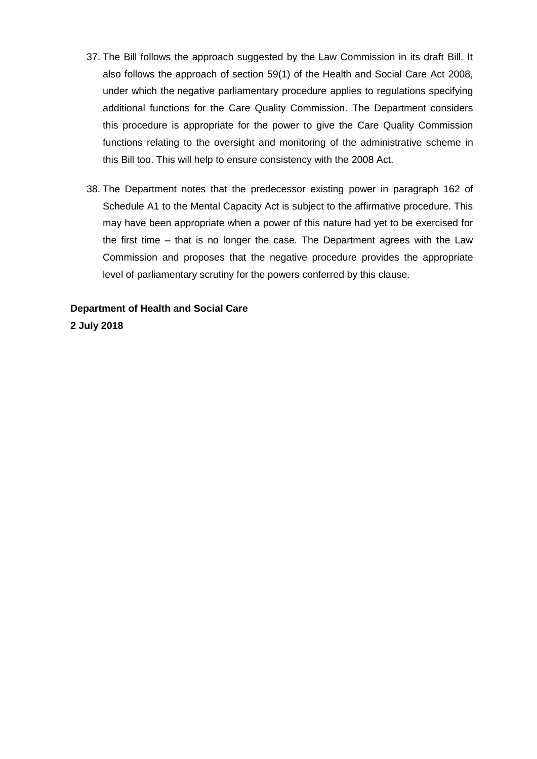37. The Bill follows the approach suggested by the Law Commission in its draft Bill. It also follows the approach of section 59(1) of the Health and Social Care Act 2008, under which the negative parliamentary procedure applies to regulations specifying additional functions for the Care Quality Commission. The Department considers this procedure is appropriate for the power to give the Care Quality Commission functions relating to the oversight and monitoring of the administrative scheme in this Bill too. This will help to ensure consistency with the 2008 Act.

38. The Department notes that the predecessor existing power in paragraph 162 of Schedule A1 to the Mental Capacity Act is subject to the affirmative procedure. This may have been appropriate when a power of this nature had yet to be exercised for the first time – that is no longer the case. The Department agrees with the Law Commission and proposes that the negative procedure provides the appropriate level of parliamentary scrutiny for the powers conferred by this clause.

**Department of Health and Social Care**
**2 July 2018**